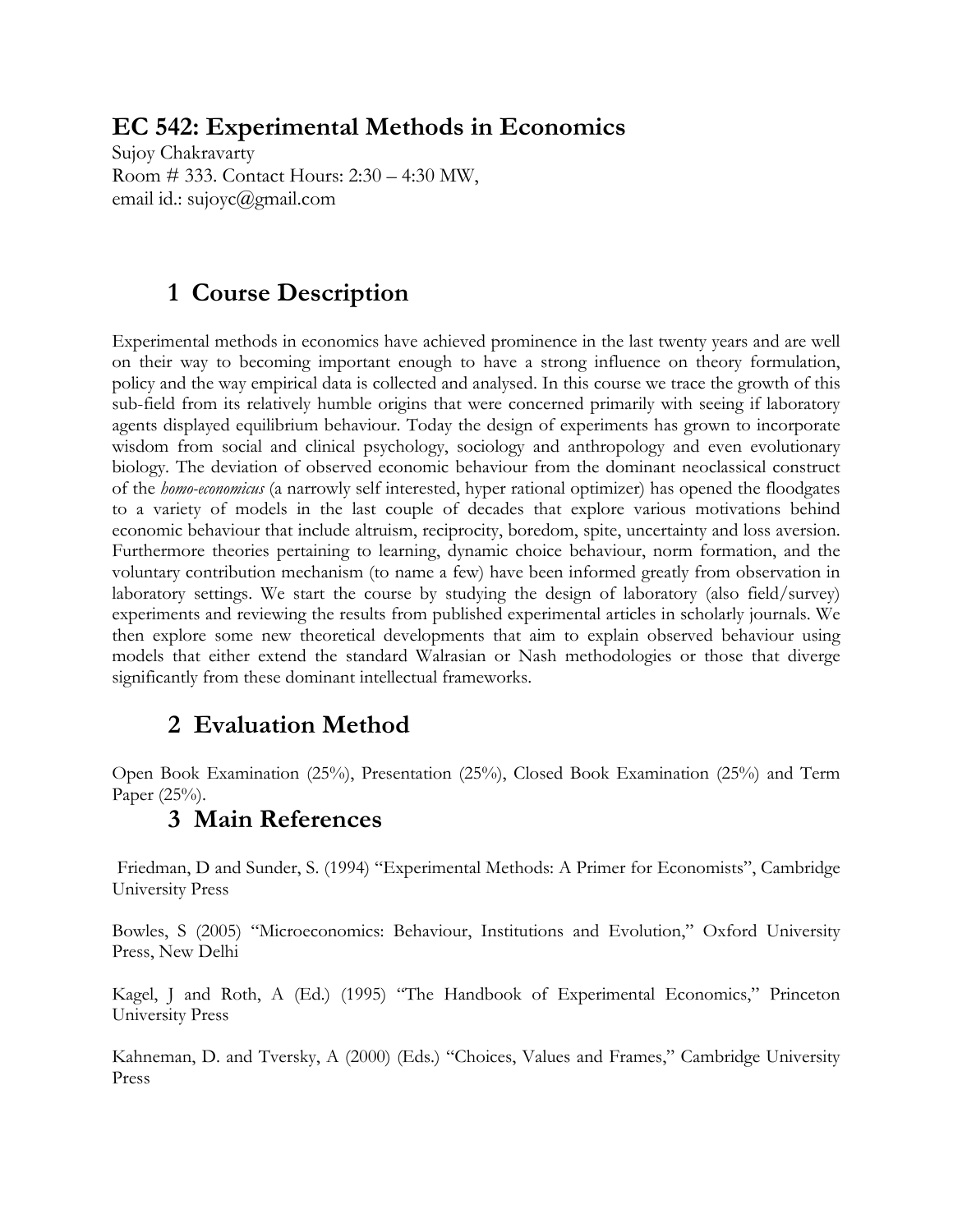# EC 542: Experimental Methods in Economics

Sujoy Chakravarty
Room # 333. Contact Hours: 2:30 – 4:30 MW,
email id.: sujoyc@gmail.com

## 1 Course Description

Experimental methods in economics have achieved prominence in the last twenty years and are well on their way to becoming important enough to have a strong influence on theory formulation, policy and the way empirical data is collected and analysed. In this course we trace the growth of this sub-field from its relatively humble origins that were concerned primarily with seeing if laboratory agents displayed equilibrium behaviour. Today the design of experiments has grown to incorporate wisdom from social and clinical psychology, sociology and anthropology and even evolutionary biology. The deviation of observed economic behaviour from the dominant neoclassical construct of the *homo-economicus* (a narrowly self interested, hyper rational optimizer) has opened the floodgates to a variety of models in the last couple of decades that explore various motivations behind economic behaviour that include altruism, reciprocity, boredom, spite, uncertainty and loss aversion. Furthermore theories pertaining to learning, dynamic choice behaviour, norm formation, and the voluntary contribution mechanism (to name a few) have been informed greatly from observation in laboratory settings. We start the course by studying the design of laboratory (also field/survey) experiments and reviewing the results from published experimental articles in scholarly journals. We then explore some new theoretical developments that aim to explain observed behaviour using models that either extend the standard Walrasian or Nash methodologies or those that diverge significantly from these dominant intellectual frameworks.

## 2 Evaluation Method

Open Book Examination (25%), Presentation (25%), Closed Book Examination (25%) and Term Paper (25%).

## 3 Main References

Friedman, D and Sunder, S. (1994) "Experimental Methods: A Primer for Economists", Cambridge University Press

Bowles, S (2005) "Microeconomics: Behaviour, Institutions and Evolution," Oxford University Press, New Delhi

Kagel, J and Roth, A (Ed.) (1995) "The Handbook of Experimental Economics," Princeton University Press

Kahneman, D. and Tversky, A (2000) (Eds.) "Choices, Values and Frames," Cambridge University Press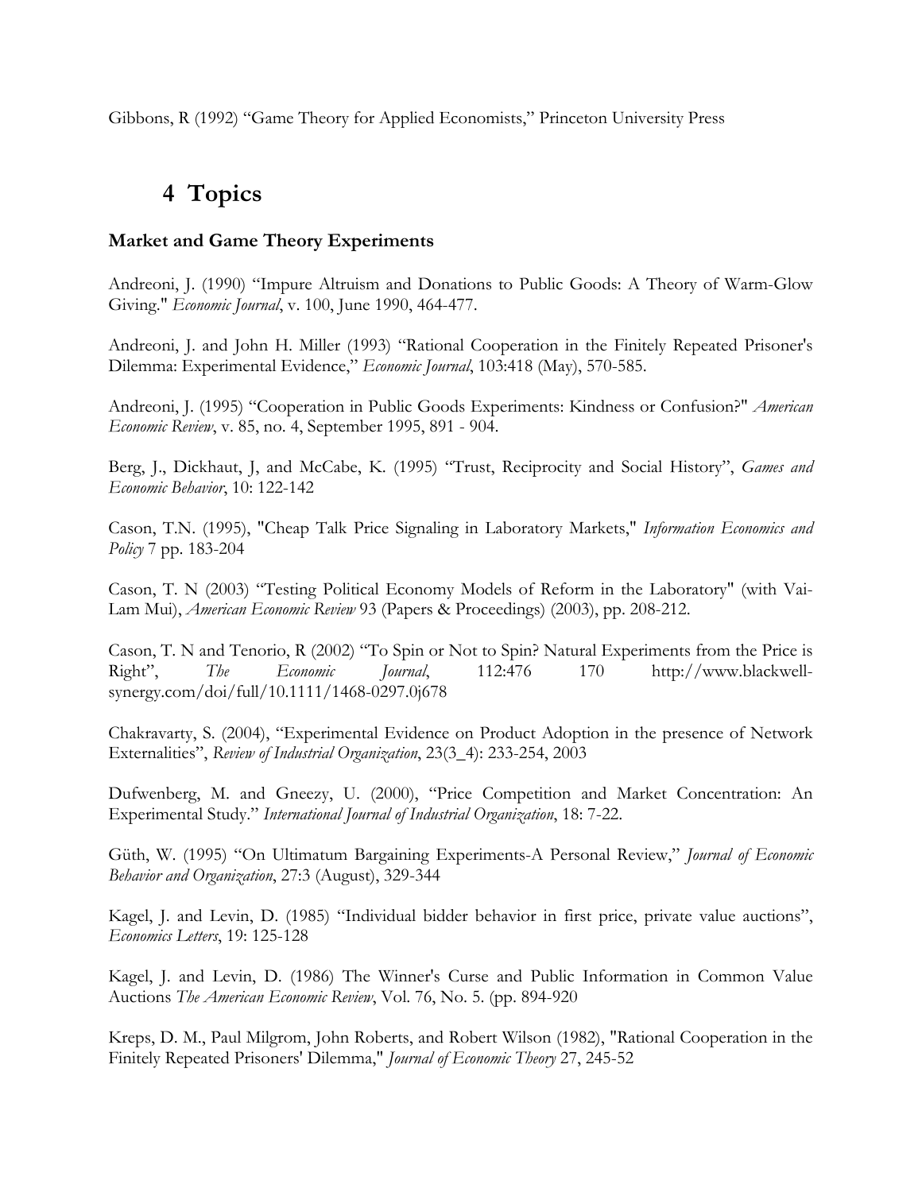Gibbons, R (1992) "Game Theory for Applied Economists," Princeton University Press

# 4 Topics

**Market and Game Theory Experiments**

Andreoni, J. (1990) "Impure Altruism and Donations to Public Goods: A Theory of Warm-Glow Giving." *Economic Journal*, v. 100, June 1990, 464-477.

Andreoni, J. and John H. Miller (1993) "Rational Cooperation in the Finitely Repeated Prisoner's Dilemma: Experimental Evidence," *Economic Journal*, 103:418 (May), 570-585.

Andreoni, J. (1995) "Cooperation in Public Goods Experiments: Kindness or Confusion?" *American Economic Review*, v. 85, no. 4, September 1995, 891 - 904.

Berg, J., Dickhaut, J, and McCabe, K. (1995) "Trust, Reciprocity and Social History", *Games and Economic Behavior*, 10: 122-142

Cason, T.N. (1995), "Cheap Talk Price Signaling in Laboratory Markets," *Information Economics and Policy* 7 pp. 183-204

Cason, T. N (2003) "Testing Political Economy Models of Reform in the Laboratory" (with Vai-Lam Mui), *American Economic Review* 93 (Papers & Proceedings) (2003), pp. 208-212.

Cason, T. N and Tenorio, R (2002) "To Spin or Not to Spin? Natural Experiments from the Price is Right", *The Economic Journal*, 112:476 170 http://www.blackwell-synergy.com/doi/full/10.1111/1468-0297.0j678

Chakravarty, S. (2004), "Experimental Evidence on Product Adoption in the presence of Network Externalities", *Review of Industrial Organization*, 23(3_4): 233-254, 2003

Dufwenberg, M. and Gneezy, U. (2000), "Price Competition and Market Concentration: An Experimental Study." *International Journal of Industrial Organization*, 18: 7-22.

Güth, W. (1995) "On Ultimatum Bargaining Experiments-A Personal Review," *Journal of Economic Behavior and Organization*, 27:3 (August), 329-344

Kagel, J. and Levin, D. (1985) "Individual bidder behavior in first price, private value auctions", *Economics Letters*, 19: 125-128

Kagel, J. and Levin, D. (1986) The Winner's Curse and Public Information in Common Value Auctions *The American Economic Review*, Vol. 76, No. 5. (pp. 894-920

Kreps, D. M., Paul Milgrom, John Roberts, and Robert Wilson (1982), "Rational Cooperation in the Finitely Repeated Prisoners' Dilemma," *Journal of Economic Theory* 27, 245-52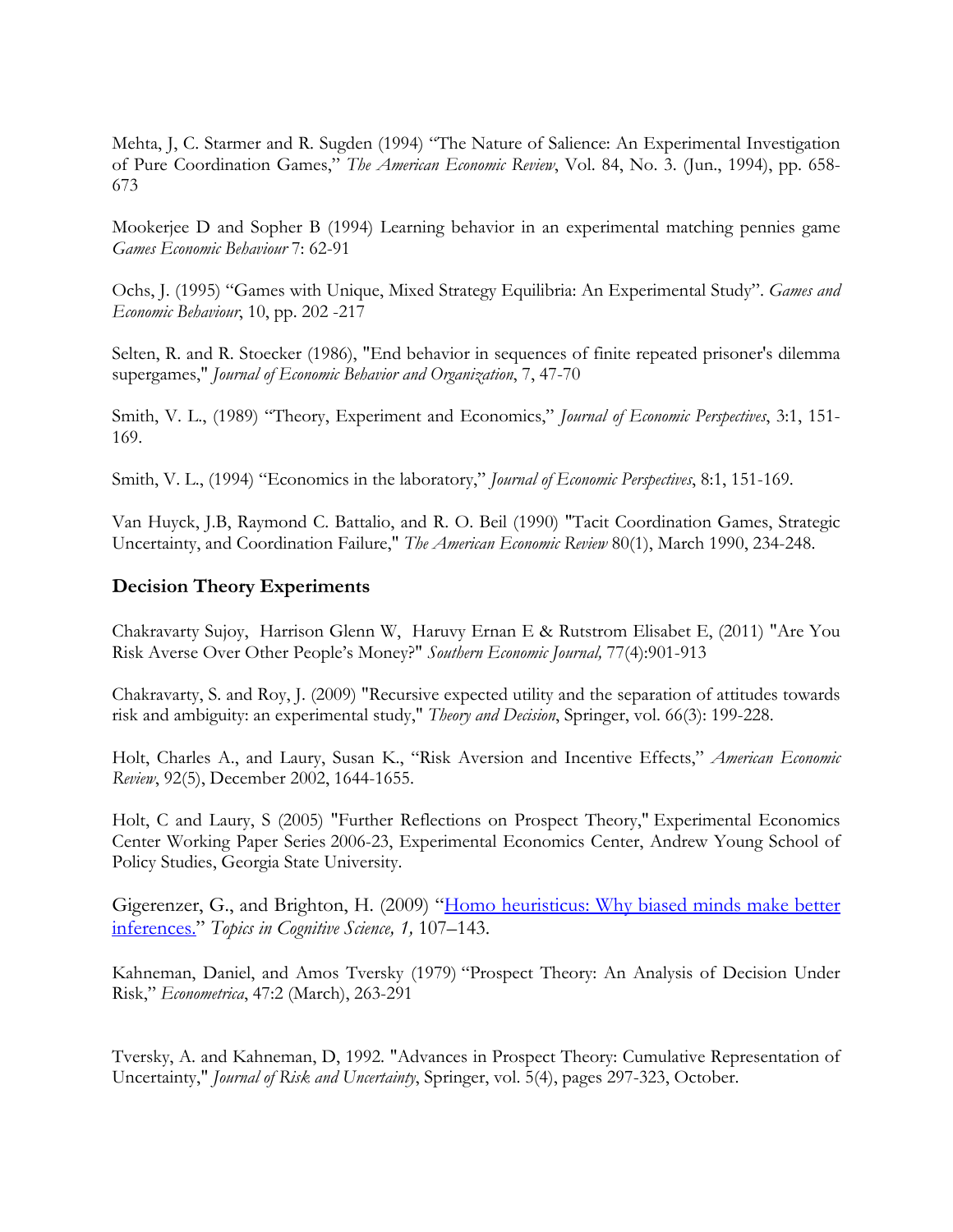Mehta, J, C. Starmer and R. Sugden (1994) "The Nature of Salience: An Experimental Investigation of Pure Coordination Games," *The American Economic Review*, Vol. 84, No. 3. (Jun., 1994), pp. 658-673

Mookerjee D and Sopher B (1994) Learning behavior in an experimental matching pennies game *Games Economic Behaviour* 7: 62-91

Ochs, J. (1995) "Games with Unique, Mixed Strategy Equilibria: An Experimental Study". *Games and Economic Behaviour*, 10, pp. 202 -217

Selten, R. and R. Stoecker (1986), "End behavior in sequences of finite repeated prisoner's dilemma supergames," *Journal of Economic Behavior and Organization*, 7, 47-70

Smith, V. L., (1989) "Theory, Experiment and Economics," *Journal of Economic Perspectives*, 3:1, 151-169.

Smith, V. L., (1994) "Economics in the laboratory," *Journal of Economic Perspectives*, 8:1, 151-169.

Van Huyck, J.B, Raymond C. Battalio, and R. O. Beil (1990) "Tacit Coordination Games, Strategic Uncertainty, and Coordination Failure," *The American Economic Review* 80(1), March 1990, 234-248.

### Decision Theory Experiments

Chakravarty Sujoy, Harrison Glenn W, Haruvy Ernan E & Rutstrom Elisabet E, (2011) "Are You Risk Averse Over Other People's Money?" *Southern Economic Journal,* 77(4):901-913

Chakravarty, S. and Roy, J. (2009) "Recursive expected utility and the separation of attitudes towards risk and ambiguity: an experimental study," *Theory and Decision*, Springer, vol. 66(3): 199-228.

Holt, Charles A., and Laury, Susan K., "Risk Aversion and Incentive Effects," *American Economic Review*, 92(5), December 2002, 1644-1655.

Holt, C and Laury, S (2005) "Further Reflections on Prospect Theory," Experimental Economics Center Working Paper Series 2006-23, Experimental Economics Center, Andrew Young School of Policy Studies, Georgia State University.

Gigerenzer, G., and Brighton, H. (2009) "Homo heuristicus: Why biased minds make better inferences." *Topics in Cognitive Science, 1,* 107–143.

Kahneman, Daniel, and Amos Tversky (1979) "Prospect Theory: An Analysis of Decision Under Risk," *Econometrica*, 47:2 (March), 263-291

Tversky, A. and Kahneman, D, 1992. "Advances in Prospect Theory: Cumulative Representation of Uncertainty," *Journal of Risk and Uncertainty*, Springer, vol. 5(4), pages 297-323, October.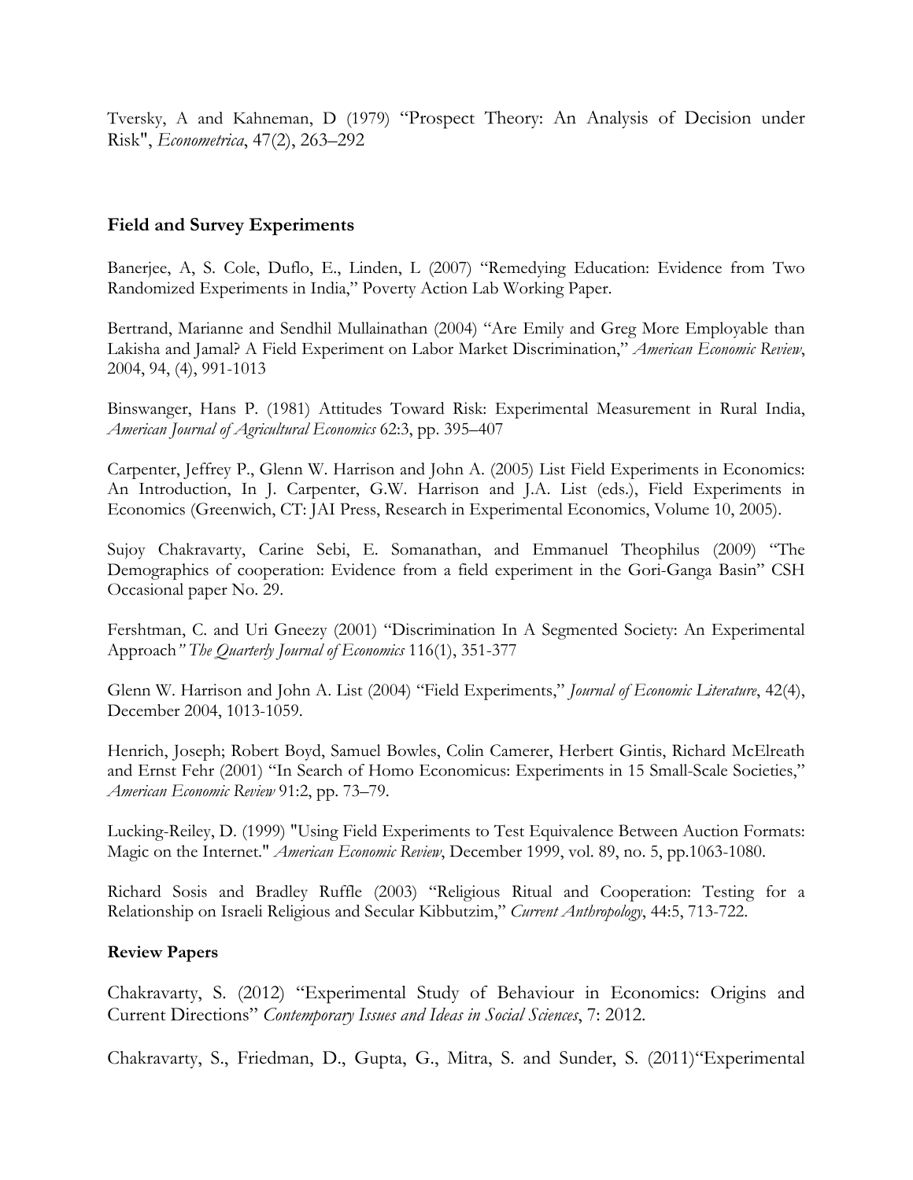Tversky, A and Kahneman, D (1979) "Prospect Theory: An Analysis of Decision under Risk", *Econometrica*, 47(2), 263–292

### Field and Survey Experiments

Banerjee, A, S. Cole, Duflo, E., Linden, L (2007) "Remedying Education: Evidence from Two Randomized Experiments in India," Poverty Action Lab Working Paper.

Bertrand, Marianne and Sendhil Mullainathan (2004) "Are Emily and Greg More Employable than Lakisha and Jamal? A Field Experiment on Labor Market Discrimination," *American Economic Review*, 2004, 94, (4), 991-1013

Binswanger, Hans P. (1981) Attitudes Toward Risk: Experimental Measurement in Rural India, *American Journal of Agricultural Economics* 62:3, pp. 395–407

Carpenter, Jeffrey P., Glenn W. Harrison and John A. (2005) List Field Experiments in Economics: An Introduction, In J. Carpenter, G.W. Harrison and J.A. List (eds.), Field Experiments in Economics (Greenwich, CT: JAI Press, Research in Experimental Economics, Volume 10, 2005).

Sujoy Chakravarty, Carine Sebi, E. Somanathan, and Emmanuel Theophilus (2009) "The Demographics of cooperation: Evidence from a field experiment in the Gori-Ganga Basin" CSH Occasional paper No. 29.

Fershtman, C. and Uri Gneezy (2001) "Discrimination In A Segmented Society: An Experimental Approach*" The Quarterly Journal of Economics* 116(1), 351-377

Glenn W. Harrison and John A. List (2004) "Field Experiments," *Journal of Economic Literature*, 42(4), December 2004, 1013-1059.

Henrich, Joseph; Robert Boyd, Samuel Bowles, Colin Camerer, Herbert Gintis, Richard McElreath and Ernst Fehr (2001) "In Search of Homo Economicus: Experiments in 15 Small-Scale Societies," *American Economic Review* 91:2, pp. 73–79.

Lucking-Reiley, D. (1999) "Using Field Experiments to Test Equivalence Between Auction Formats: Magic on the Internet." *American Economic Review*, December 1999, vol. 89, no. 5, pp.1063-1080.

Richard Sosis and Bradley Ruffle (2003) "Religious Ritual and Cooperation: Testing for a Relationship on Israeli Religious and Secular Kibbutzim," *Current Anthropology*, 44:5, 713-722.

### Review Papers

Chakravarty, S. (2012) "Experimental Study of Behaviour in Economics: Origins and Current Directions" *Contemporary Issues and Ideas in Social Sciences*, 7: 2012.

Chakravarty, S., Friedman, D., Gupta, G., Mitra, S. and Sunder, S. (2011)"Experimental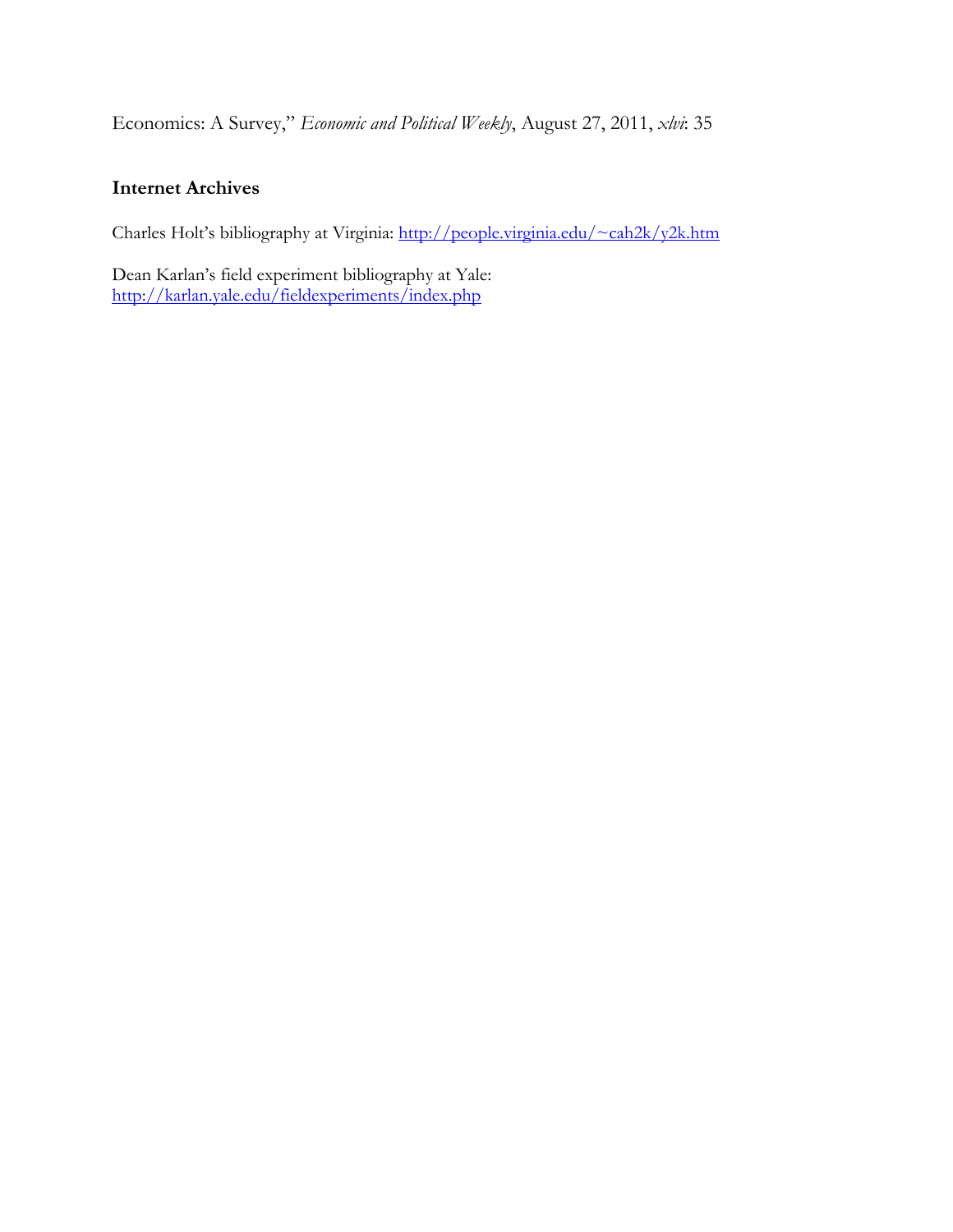Economics: A Survey," *Economic and Political Weekly*, August 27, 2011, *xlvi*: 35

## Internet Archives

Charles Holt's bibliography at Virginia: http://people.virginia.edu/~cah2k/y2k.htm

Dean Karlan's field experiment bibliography at Yale:
http://karlan.yale.edu/fieldexperiments/index.php